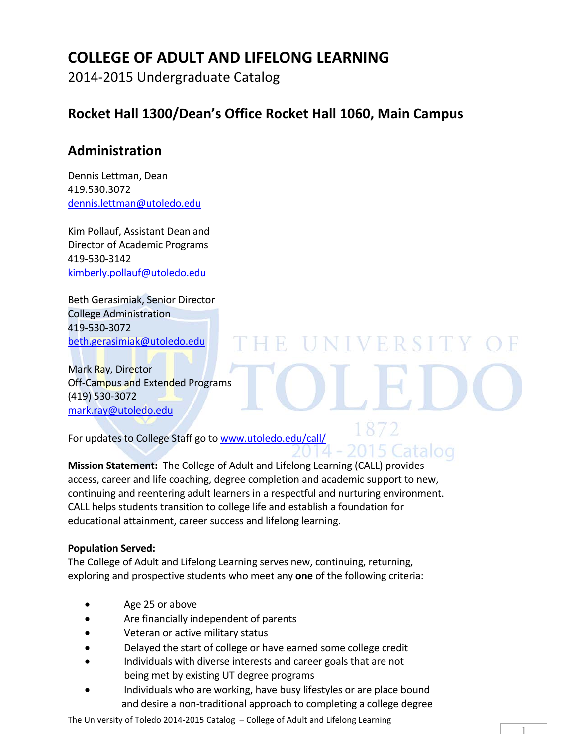# COLLEGE OF ADULT AND LIFELONG LEARNING

2014-2015 Undergraduate Catalog

## Rocket Hall 1300/Dean's Office Rocket Hall 1060, Main Campus

## Administration

Dennis Lettman, Dean
419.530.3072
dennis.lettman@utoledo.edu

Kim Pollauf, Assistant Dean and
Director of Academic Programs
419-530-3142
kimberly.pollauf@utoledo.edu

Beth Gerasimiak, Senior Director
College Administration
419-530-3072
beth.gerasimiak@utoledo.edu

Mark Ray, Director
Off-Campus and Extended Programs
(419) 530-3072
mark.ray@utoledo.edu

For updates to College Staff go to www.utoledo.edu/call/

**Mission Statement:** The College of Adult and Lifelong Learning (CALL) provides access, career and life coaching, degree completion and academic support to new, continuing and reentering adult learners in a respectful and nurturing environment. CALL helps students transition to college life and establish a foundation for educational attainment, career success and lifelong learning.

**Population Served:**
The College of Adult and Lifelong Learning serves new, continuing, returning, exploring and prospective students who meet any **one** of the following criteria:

- Age 25 or above
- Are financially independent of parents
- Veteran or active military status
- Delayed the start of college or have earned some college credit
- Individuals with diverse interests and career goals that are not being met by existing UT degree programs
- Individuals who are working, have busy lifestyles or are place bound and desire a non-traditional approach to completing a college degree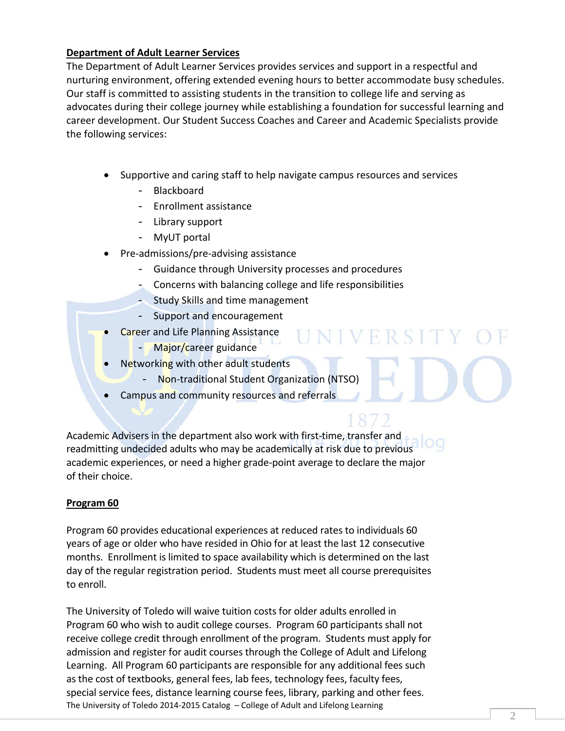**Department of Adult Learner Services**

The Department of Adult Learner Services provides services and support in a respectful and nurturing environment, offering extended evening hours to better accommodate busy schedules. Our staff is committed to assisting students in the transition to college life and serving as advocates during their college journey while establishing a foundation for successful learning and career development. Our Student Success Coaches and Career and Academic Specialists provide the following services:

- Supportive and caring staff to help navigate campus resources and services
  - Blackboard
  - Enrollment assistance
  - Library support
  - MyUT portal
- Pre-admissions/pre-advising assistance
  - Guidance through University processes and procedures
  - Concerns with balancing college and life responsibilities
  - Study Skills and time management
  - Support and encouragement
- Career and Life Planning Assistance
  - Major/career guidance
- Networking with other adult students
  - Non-traditional Student Organization (NTSO)
- Campus and community resources and referrals

Academic Advisers in the department also work with first-time, transfer and readmitting undecided adults who may be academically at risk due to previous academic experiences, or need a higher grade-point average to declare the major of their choice.

**Program 60**

Program 60 provides educational experiences at reduced rates to individuals 60 years of age or older who have resided in Ohio for at least the last 12 consecutive months. Enrollment is limited to space availability which is determined on the last day of the regular registration period. Students must meet all course prerequisites to enroll.

The University of Toledo will waive tuition costs for older adults enrolled in Program 60 who wish to audit college courses. Program 60 participants shall not receive college credit through enrollment of the program. Students must apply for admission and register for audit courses through the College of Adult and Lifelong Learning. All Program 60 participants are responsible for any additional fees such as the cost of textbooks, general fees, lab fees, technology fees, faculty fees, special service fees, distance learning course fees, library, parking and other fees.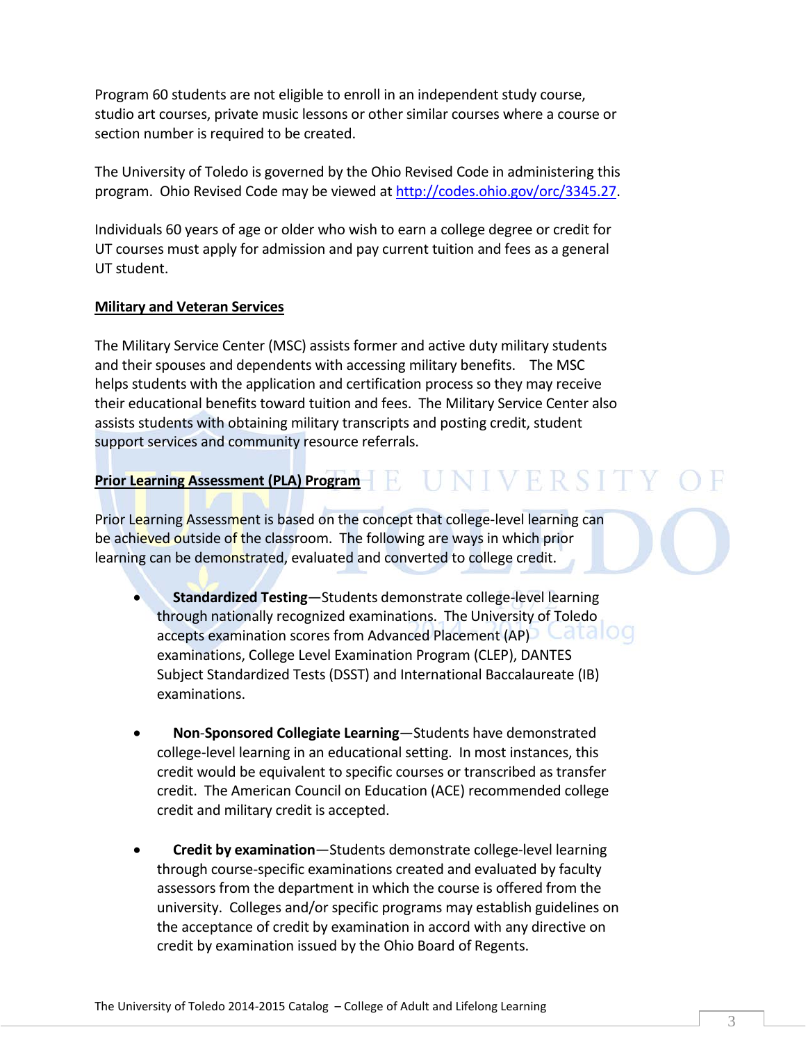Program 60 students are not eligible to enroll in an independent study course, studio art courses, private music lessons or other similar courses where a course or section number is required to be created.

The University of Toledo is governed by the Ohio Revised Code in administering this program. Ohio Revised Code may be viewed at http://codes.ohio.gov/orc/3345.27.

Individuals 60 years of age or older who wish to earn a college degree or credit for UT courses must apply for admission and pay current tuition and fees as a general UT student.

## Military and Veteran Services

The Military Service Center (MSC) assists former and active duty military students and their spouses and dependents with accessing military benefits. The MSC helps students with the application and certification process so they may receive their educational benefits toward tuition and fees. The Military Service Center also assists students with obtaining military transcripts and posting credit, student support services and community resource referrals.

## Prior Learning Assessment (PLA) Program

Prior Learning Assessment is based on the concept that college-level learning can be achieved outside of the classroom. The following are ways in which prior learning can be demonstrated, evaluated and converted to college credit.

- **Standardized Testing**—Students demonstrate college-level learning through nationally recognized examinations. The University of Toledo accepts examination scores from Advanced Placement (AP) examinations, College Level Examination Program (CLEP), DANTES Subject Standardized Tests (DSST) and International Baccalaureate (IB) examinations.

- **Non-Sponsored Collegiate Learning**—Students have demonstrated college-level learning in an educational setting. In most instances, this credit would be equivalent to specific courses or transcribed as transfer credit. The American Council on Education (ACE) recommended college credit and military credit is accepted.

- **Credit by examination**—Students demonstrate college-level learning through course-specific examinations created and evaluated by faculty assessors from the department in which the course is offered from the university. Colleges and/or specific programs may establish guidelines on the acceptance of credit by examination in accord with any directive on credit by examination issued by the Ohio Board of Regents.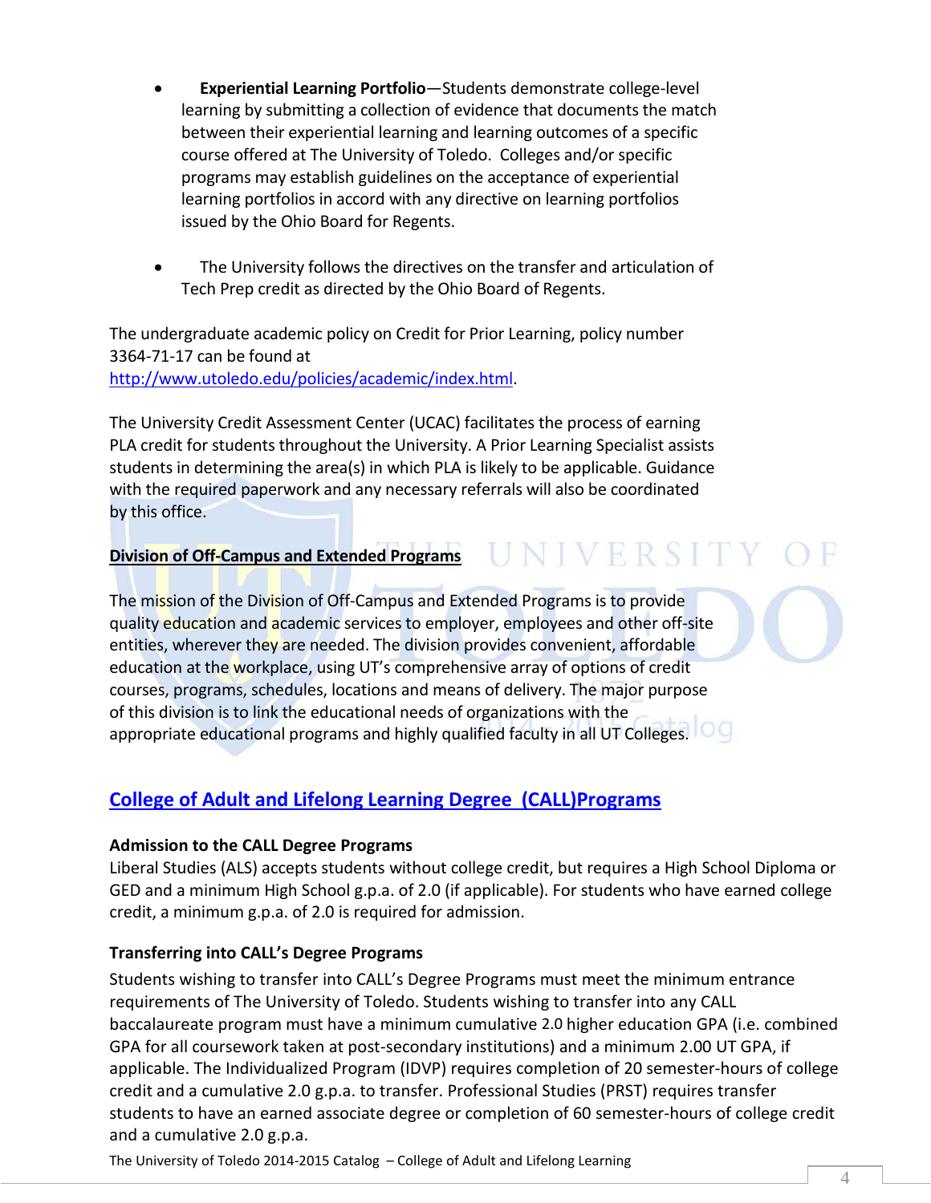- **Experiential Learning Portfolio**—Students demonstrate college-level learning by submitting a collection of evidence that documents the match between their experiential learning and learning outcomes of a specific course offered at The University of Toledo. Colleges and/or specific programs may establish guidelines on the acceptance of experiential learning portfolios in accord with any directive on learning portfolios issued by the Ohio Board for Regents.

- The University follows the directives on the transfer and articulation of Tech Prep credit as directed by the Ohio Board of Regents.

The undergraduate academic policy on Credit for Prior Learning, policy number 3364-71-17 can be found at http://www.utoledo.edu/policies/academic/index.html.

The University Credit Assessment Center (UCAC) facilitates the process of earning PLA credit for students throughout the University. A Prior Learning Specialist assists students in determining the area(s) in which PLA is likely to be applicable. Guidance with the required paperwork and any necessary referrals will also be coordinated by this office.

**Division of Off-Campus and Extended Programs**

The mission of the Division of Off-Campus and Extended Programs is to provide quality education and academic services to employer, employees and other off-site entities, wherever they are needed. The division provides convenient, affordable education at the workplace, using UT's comprehensive array of options of credit courses, programs, schedules, locations and means of delivery. The major purpose of this division is to link the educational needs of organizations with the appropriate educational programs and highly qualified faculty in all UT Colleges.

## College of Adult and Lifelong Learning Degree (CALL)Programs

### Admission to the CALL Degree Programs

Liberal Studies (ALS) accepts students without college credit, but requires a High School Diploma or GED and a minimum High School g.p.a. of 2.0 (if applicable). For students who have earned college credit, a minimum g.p.a. of 2.0 is required for admission.

### Transferring into CALL's Degree Programs

Students wishing to transfer into CALL's Degree Programs must meet the minimum entrance requirements of The University of Toledo. Students wishing to transfer into any CALL baccalaureate program must have a minimum cumulative 2.0 higher education GPA (i.e. combined GPA for all coursework taken at post-secondary institutions) and a minimum 2.00 UT GPA, if applicable. The Individualized Program (IDVP) requires completion of 20 semester-hours of college credit and a cumulative 2.0 g.p.a. to transfer. Professional Studies (PRST) requires transfer students to have an earned associate degree or completion of 60 semester-hours of college credit and a cumulative 2.0 g.p.a.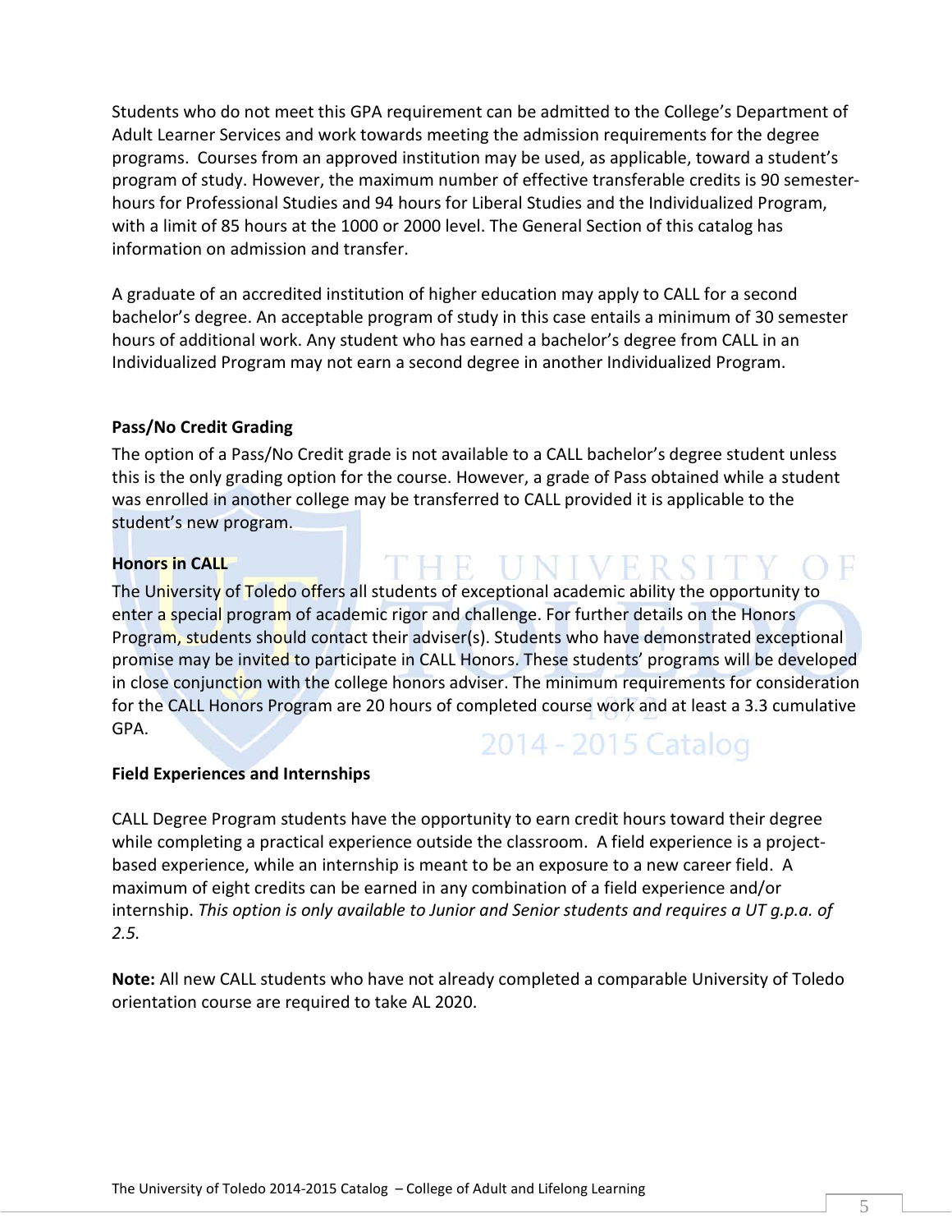Students who do not meet this GPA requirement can be admitted to the College's Department of Adult Learner Services and work towards meeting the admission requirements for the degree programs. Courses from an approved institution may be used, as applicable, toward a student's program of study. However, the maximum number of effective transferable credits is 90 semester-hours for Professional Studies and 94 hours for Liberal Studies and the Individualized Program, with a limit of 85 hours at the 1000 or 2000 level. The General Section of this catalog has information on admission and transfer.

A graduate of an accredited institution of higher education may apply to CALL for a second bachelor's degree. An acceptable program of study in this case entails a minimum of 30 semester hours of additional work. Any student who has earned a bachelor's degree from CALL in an Individualized Program may not earn a second degree in another Individualized Program.

**Pass/No Credit Grading**

The option of a Pass/No Credit grade is not available to a CALL bachelor's degree student unless this is the only grading option for the course. However, a grade of Pass obtained while a student was enrolled in another college may be transferred to CALL provided it is applicable to the student's new program.

**Honors in CALL**

The University of Toledo offers all students of exceptional academic ability the opportunity to enter a special program of academic rigor and challenge. For further details on the Honors Program, students should contact their adviser(s). Students who have demonstrated exceptional promise may be invited to participate in CALL Honors. These students' programs will be developed in close conjunction with the college honors adviser. The minimum requirements for consideration for the CALL Honors Program are 20 hours of completed course work and at least a 3.3 cumulative GPA.

**Field Experiences and Internships**

CALL Degree Program students have the opportunity to earn credit hours toward their degree while completing a practical experience outside the classroom. A field experience is a project-based experience, while an internship is meant to be an exposure to a new career field. A maximum of eight credits can be earned in any combination of a field experience and/or internship. *This option is only available to Junior and Senior students and requires a UT g.p.a. of 2.5.*

**Note:** All new CALL students who have not already completed a comparable University of Toledo orientation course are required to take AL 2020.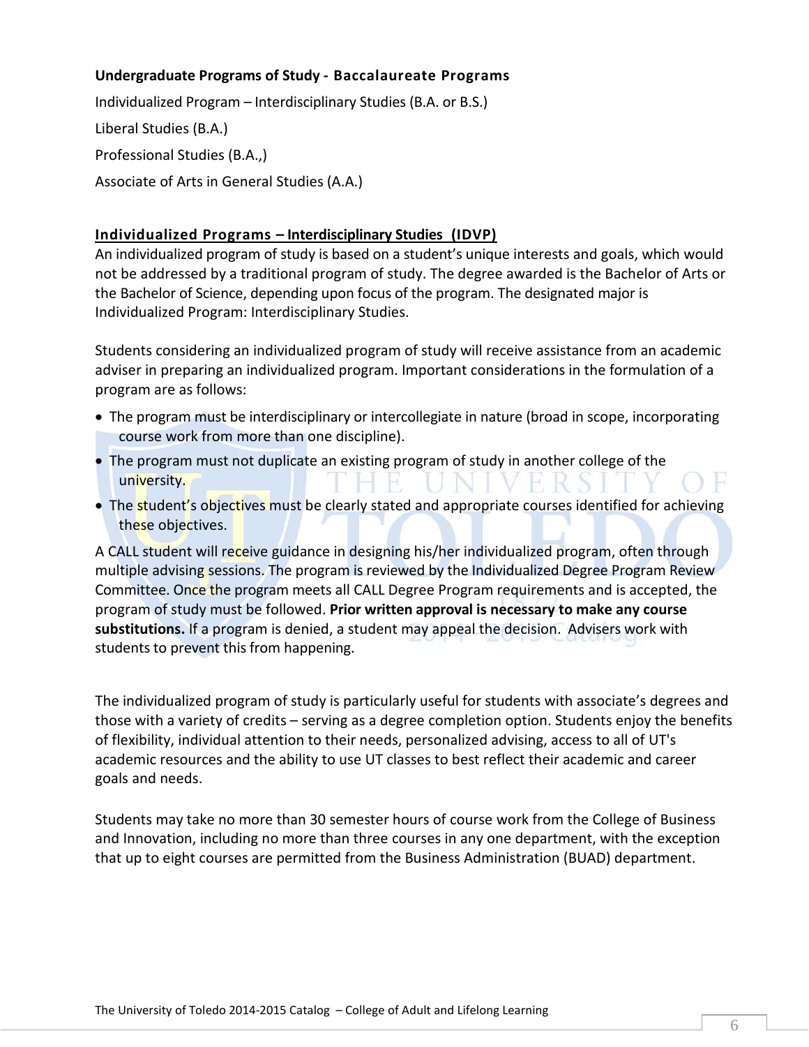**Undergraduate Programs of Study - Baccalaureate Programs**

Individualized Program – Interdisciplinary Studies (B.A. or B.S.)

Liberal Studies (B.A.)

Professional Studies (B.A.,)

Associate of Arts in General Studies (A.A.)

## Individualized Programs – Interdisciplinary Studies (IDVP)

An individualized program of study is based on a student's unique interests and goals, which would not be addressed by a traditional program of study. The degree awarded is the Bachelor of Arts or the Bachelor of Science, depending upon focus of the program. The designated major is Individualized Program: Interdisciplinary Studies.

Students considering an individualized program of study will receive assistance from an academic adviser in preparing an individualized program. Important considerations in the formulation of a program are as follows:

- The program must be interdisciplinary or intercollegiate in nature (broad in scope, incorporating course work from more than one discipline).
- The program must not duplicate an existing program of study in another college of the university.
- The student's objectives must be clearly stated and appropriate courses identified for achieving these objectives.

A CALL student will receive guidance in designing his/her individualized program, often through multiple advising sessions. The program is reviewed by the Individualized Degree Program Review Committee. Once the program meets all CALL Degree Program requirements and is accepted, the program of study must be followed. **Prior written approval is necessary to make any course substitutions.** If a program is denied, a student may appeal the decision. Advisers work with students to prevent this from happening.

The individualized program of study is particularly useful for students with associate's degrees and those with a variety of credits – serving as a degree completion option. Students enjoy the benefits of flexibility, individual attention to their needs, personalized advising, access to all of UT's academic resources and the ability to use UT classes to best reflect their academic and career goals and needs.

Students may take no more than 30 semester hours of course work from the College of Business and Innovation, including no more than three courses in any one department, with the exception that up to eight courses are permitted from the Business Administration (BUAD) department.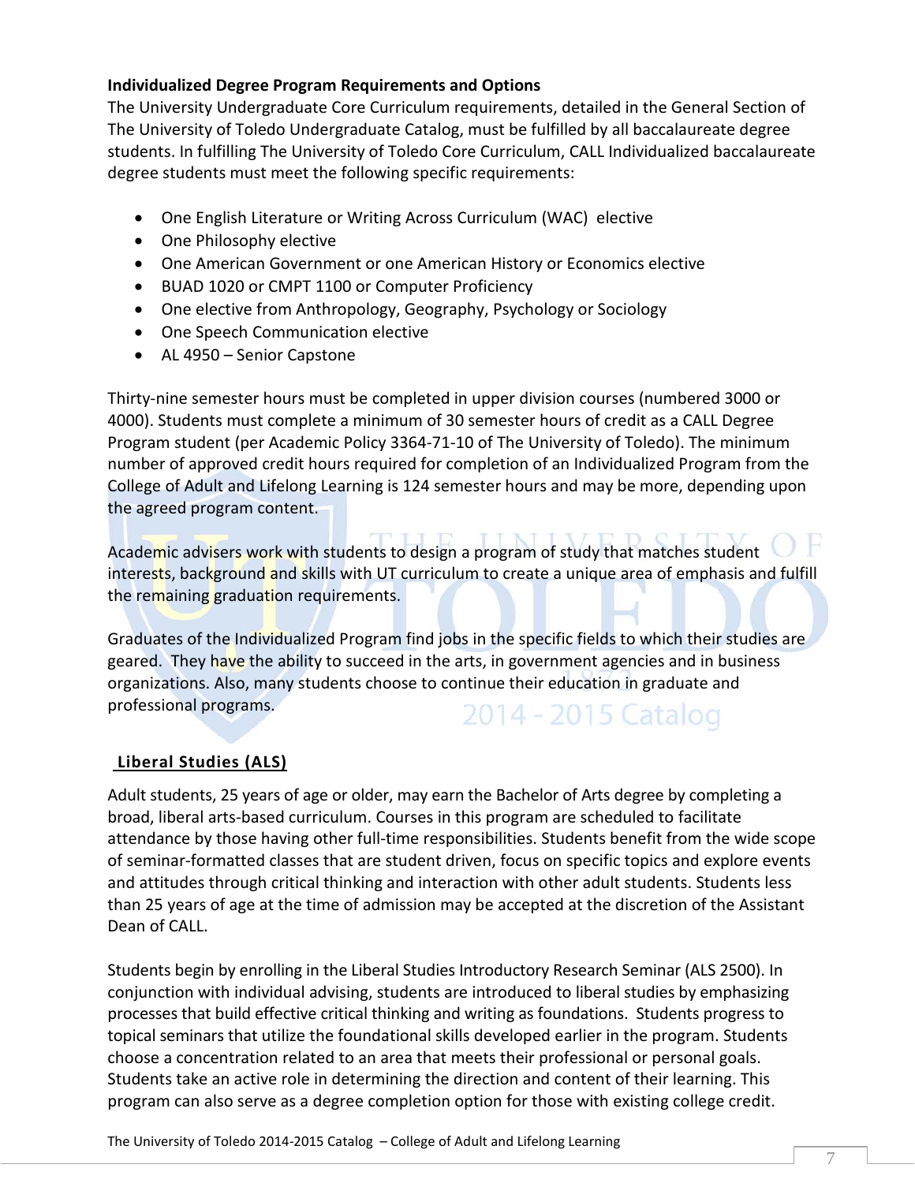**Individualized Degree Program Requirements and Options**

The University Undergraduate Core Curriculum requirements, detailed in the General Section of The University of Toledo Undergraduate Catalog, must be fulfilled by all baccalaureate degree students. In fulfilling The University of Toledo Core Curriculum, CALL Individualized baccalaureate degree students must meet the following specific requirements:

- One English Literature or Writing Across Curriculum (WAC) elective
- One Philosophy elective
- One American Government or one American History or Economics elective
- BUAD 1020 or CMPT 1100 or Computer Proficiency
- One elective from Anthropology, Geography, Psychology or Sociology
- One Speech Communication elective
- AL 4950 – Senior Capstone

Thirty-nine semester hours must be completed in upper division courses (numbered 3000 or 4000). Students must complete a minimum of 30 semester hours of credit as a CALL Degree Program student (per Academic Policy 3364-71-10 of The University of Toledo). The minimum number of approved credit hours required for completion of an Individualized Program from the College of Adult and Lifelong Learning is 124 semester hours and may be more, depending upon the agreed program content.

Academic advisers work with students to design a program of study that matches student interests, background and skills with UT curriculum to create a unique area of emphasis and fulfill the remaining graduation requirements.

Graduates of the Individualized Program find jobs in the specific fields to which their studies are geared. They have the ability to succeed in the arts, in government agencies and in business organizations. Also, many students choose to continue their education in graduate and professional programs.

## Liberal Studies (ALS)

Adult students, 25 years of age or older, may earn the Bachelor of Arts degree by completing a broad, liberal arts-based curriculum. Courses in this program are scheduled to facilitate attendance by those having other full-time responsibilities. Students benefit from the wide scope of seminar-formatted classes that are student driven, focus on specific topics and explore events and attitudes through critical thinking and interaction with other adult students. Students less than 25 years of age at the time of admission may be accepted at the discretion of the Assistant Dean of CALL.

Students begin by enrolling in the Liberal Studies Introductory Research Seminar (ALS 2500). In conjunction with individual advising, students are introduced to liberal studies by emphasizing processes that build effective critical thinking and writing as foundations. Students progress to topical seminars that utilize the foundational skills developed earlier in the program. Students choose a concentration related to an area that meets their professional or personal goals. Students take an active role in determining the direction and content of their learning. This program can also serve as a degree completion option for those with existing college credit.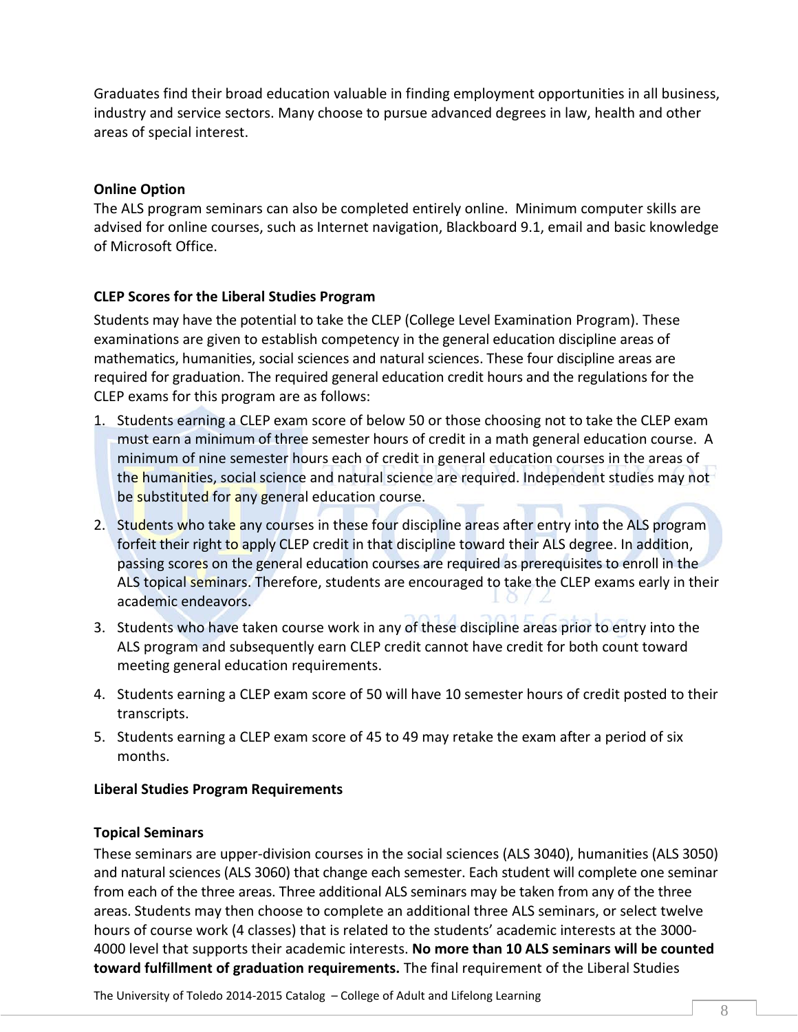Graduates find their broad education valuable in finding employment opportunities in all business, industry and service sectors. Many choose to pursue advanced degrees in law, health and other areas of special interest.

**Online Option**

The ALS program seminars can also be completed entirely online. Minimum computer skills are advised for online courses, such as Internet navigation, Blackboard 9.1, email and basic knowledge of Microsoft Office.

**CLEP Scores for the Liberal Studies Program**

Students may have the potential to take the CLEP (College Level Examination Program). These examinations are given to establish competency in the general education discipline areas of mathematics, humanities, social sciences and natural sciences. These four discipline areas are required for graduation. The required general education credit hours and the regulations for the CLEP exams for this program are as follows:

1. Students earning a CLEP exam score of below 50 or those choosing not to take the CLEP exam must earn a minimum of three semester hours of credit in a math general education course. A minimum of nine semester hours each of credit in general education courses in the areas of the humanities, social science and natural science are required. Independent studies may not be substituted for any general education course.
2. Students who take any courses in these four discipline areas after entry into the ALS program forfeit their right to apply CLEP credit in that discipline toward their ALS degree. In addition, passing scores on the general education courses are required as prerequisites to enroll in the ALS topical seminars. Therefore, students are encouraged to take the CLEP exams early in their academic endeavors.
3. Students who have taken course work in any of these discipline areas prior to entry into the ALS program and subsequently earn CLEP credit cannot have credit for both count toward meeting general education requirements.
4. Students earning a CLEP exam score of 50 will have 10 semester hours of credit posted to their transcripts.
5. Students earning a CLEP exam score of 45 to 49 may retake the exam after a period of six months.

**Liberal Studies Program Requirements**

**Topical Seminars**

These seminars are upper-division courses in the social sciences (ALS 3040), humanities (ALS 3050) and natural sciences (ALS 3060) that change each semester. Each student will complete one seminar from each of the three areas. Three additional ALS seminars may be taken from any of the three areas. Students may then choose to complete an additional three ALS seminars, or select twelve hours of course work (4 classes) that is related to the students' academic interests at the 3000-4000 level that supports their academic interests. **No more than 10 ALS seminars will be counted toward fulfillment of graduation requirements.** The final requirement of the Liberal Studies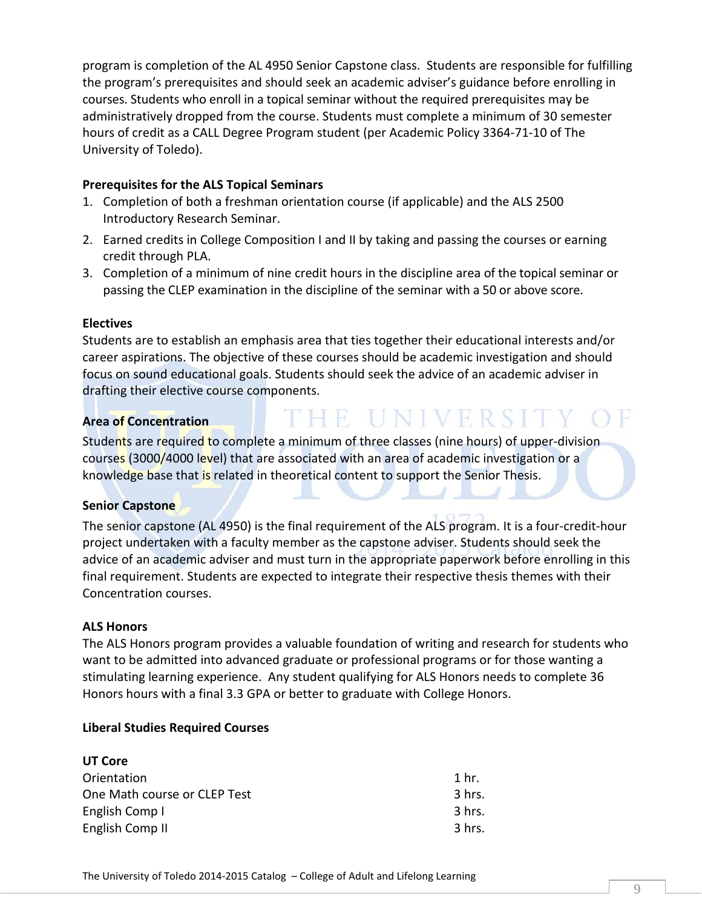program is completion of the AL 4950 Senior Capstone class. Students are responsible for fulfilling the program's prerequisites and should seek an academic adviser's guidance before enrolling in courses. Students who enroll in a topical seminar without the required prerequisites may be administratively dropped from the course. Students must complete a minimum of 30 semester hours of credit as a CALL Degree Program student (per Academic Policy 3364-71-10 of The University of Toledo).

**Prerequisites for the ALS Topical Seminars**

1. Completion of both a freshman orientation course (if applicable) and the ALS 2500 Introductory Research Seminar.
2. Earned credits in College Composition I and II by taking and passing the courses or earning credit through PLA.
3. Completion of a minimum of nine credit hours in the discipline area of the topical seminar or passing the CLEP examination in the discipline of the seminar with a 50 or above score.

**Electives**

Students are to establish an emphasis area that ties together their educational interests and/or career aspirations. The objective of these courses should be academic investigation and should focus on sound educational goals. Students should seek the advice of an academic adviser in drafting their elective course components.

**Area of Concentration**

Students are required to complete a minimum of three classes (nine hours) of upper-division courses (3000/4000 level) that are associated with an area of academic investigation or a knowledge base that is related in theoretical content to support the Senior Thesis.

**Senior Capstone**

The senior capstone (AL 4950) is the final requirement of the ALS program. It is a four-credit-hour project undertaken with a faculty member as the capstone adviser. Students should seek the advice of an academic adviser and must turn in the appropriate paperwork before enrolling in this final requirement. Students are expected to integrate their respective thesis themes with their Concentration courses.

**ALS Honors**

The ALS Honors program provides a valuable foundation of writing and research for students who want to be admitted into advanced graduate or professional programs or for those wanting a stimulating learning experience. Any student qualifying for ALS Honors needs to complete 36 Honors hours with a final 3.3 GPA or better to graduate with College Honors.

**Liberal Studies Required Courses**

**UT Core**

| | |
|---|---|
| Orientation | 1 hr. |
| One Math course or CLEP Test | 3 hrs. |
| English Comp I | 3 hrs. |
| English Comp II | 3 hrs. |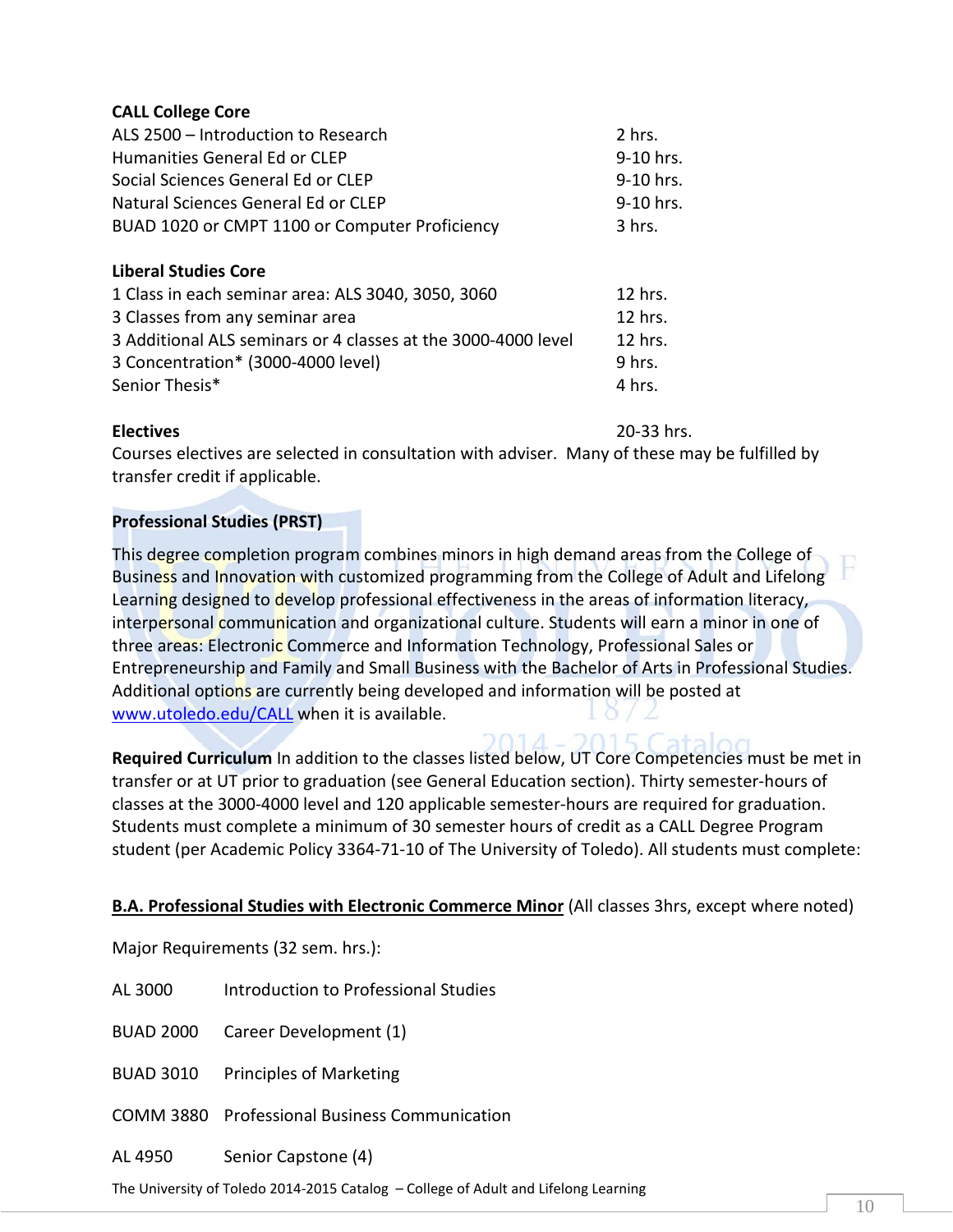**CALL College Core**

| | |
|---|---|
| ALS 2500 – Introduction to Research | 2 hrs. |
| Humanities General Ed or CLEP | 9-10 hrs. |
| Social Sciences General Ed or CLEP | 9-10 hrs. |
| Natural Sciences General Ed or CLEP | 9-10 hrs. |
| BUAD 1020 or CMPT 1100 or Computer Proficiency | 3 hrs. |

**Liberal Studies Core**

| | |
|---|---|
| 1 Class in each seminar area: ALS 3040, 3050, 3060 | 12 hrs. |
| 3 Classes from any seminar area | 12 hrs. |
| 3 Additional ALS seminars or 4 classes at the 3000-4000 level | 12 hrs. |
| 3 Concentration* (3000-4000 level) | 9 hrs. |
| Senior Thesis* | 4 hrs. |

**Electives** 20-33 hrs.

Courses electives are selected in consultation with adviser. Many of these may be fulfilled by transfer credit if applicable.

**Professional Studies (PRST)**

This degree completion program combines minors in high demand areas from the College of Business and Innovation with customized programming from the College of Adult and Lifelong Learning designed to develop professional effectiveness in the areas of information literacy, interpersonal communication and organizational culture. Students will earn a minor in one of three areas: Electronic Commerce and Information Technology, Professional Sales or Entrepreneurship and Family and Small Business with the Bachelor of Arts in Professional Studies. Additional options are currently being developed and information will be posted at www.utoledo.edu/CALL when it is available.

**Required Curriculum** In addition to the classes listed below, UT Core Competencies must be met in transfer or at UT prior to graduation (see General Education section). Thirty semester-hours of classes at the 3000-4000 level and 120 applicable semester-hours are required for graduation. Students must complete a minimum of 30 semester hours of credit as a CALL Degree Program student (per Academic Policy 3364-71-10 of The University of Toledo). All students must complete:

**B.A. Professional Studies with Electronic Commerce Minor** (All classes 3hrs, except where noted)

Major Requirements (32 sem. hrs.):

| | |
|---|---|
| AL 3000 | Introduction to Professional Studies |
| BUAD 2000 | Career Development (1) |
| BUAD 3010 | Principles of Marketing |
| COMM 3880 | Professional Business Communication |
| AL 4950 | Senior Capstone (4) |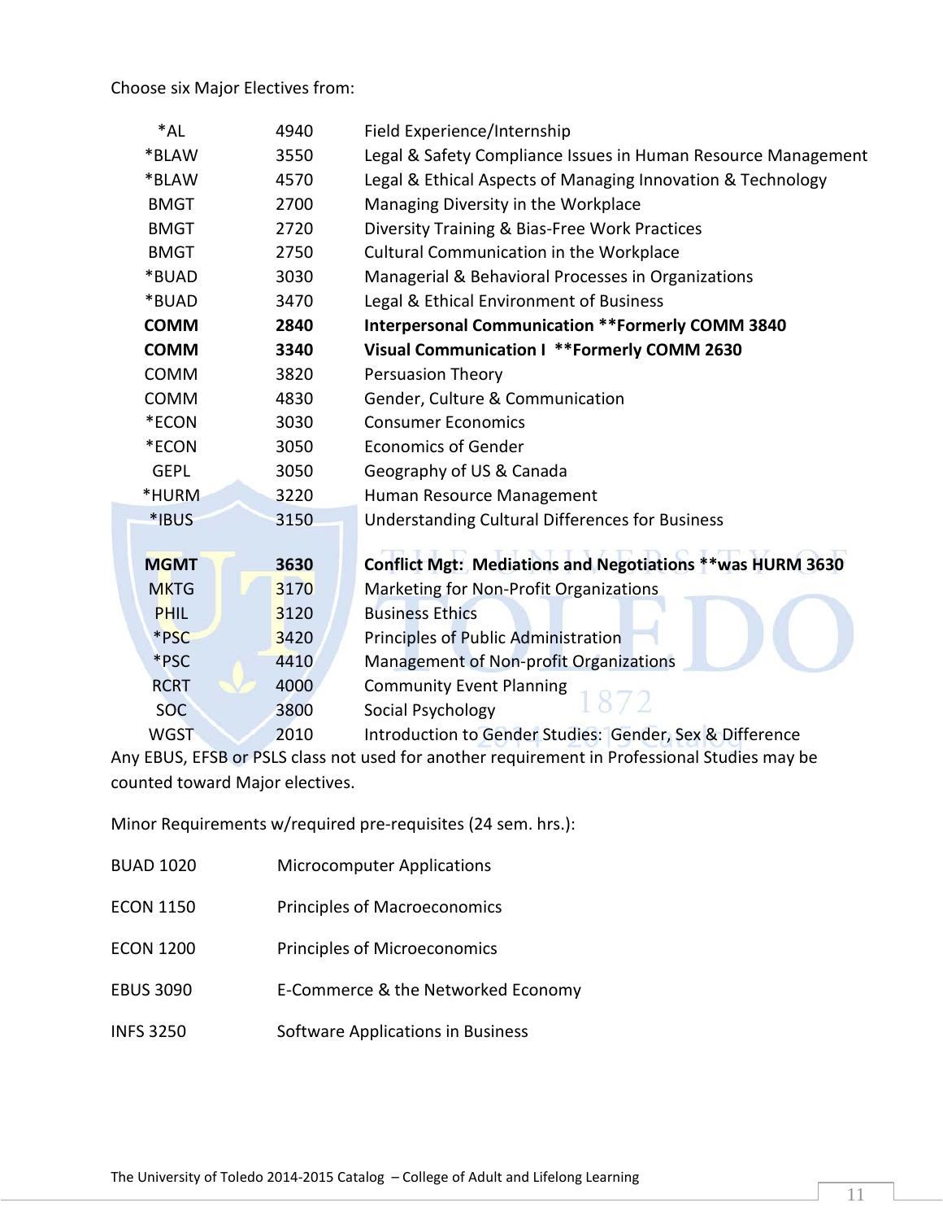Choose six Major Electives from:

| | | |
|---|---|---|
| *AL | 4940 | Field Experience/Internship |
| *BLAW | 3550 | Legal & Safety Compliance Issues in Human Resource Management |
| *BLAW | 4570 | Legal & Ethical Aspects of Managing Innovation & Technology |
| BMGT | 2700 | Managing Diversity in the Workplace |
| BMGT | 2720 | Diversity Training & Bias-Free Work Practices |
| BMGT | 2750 | Cultural Communication in the Workplace |
| *BUAD | 3030 | Managerial & Behavioral Processes in Organizations |
| *BUAD | 3470 | Legal & Ethical Environment of Business |
| **COMM** | **2840** | **Interpersonal Communication **Formerly COMM 3840** |
| **COMM** | **3340** | **Visual Communication I **Formerly COMM 2630** |
| COMM | 3820 | Persuasion Theory |
| COMM | 4830 | Gender, Culture & Communication |
| *ECON | 3030 | Consumer Economics |
| *ECON | 3050 | Economics of Gender |
| GEPL | 3050 | Geography of US & Canada |
| *HURM | 3220 | Human Resource Management |
| *IBUS | 3150 | Understanding Cultural Differences for Business |
| **MGMT** | **3630** | **Conflict Mgt: Mediations and Negotiations **was HURM 3630** |
| MKTG | 3170 | Marketing for Non-Profit Organizations |
| PHIL | 3120 | Business Ethics |
| *PSC | 3420 | Principles of Public Administration |
| *PSC | 4410 | Management of Non-profit Organizations |
| RCRT | 4000 | Community Event Planning |
| SOC | 3800 | Social Psychology |
| WGST | 2010 | Introduction to Gender Studies: Gender, Sex & Difference |

Any EBUS, EFSB or PSLS class not used for another requirement in Professional Studies may be counted toward Major electives.

Minor Requirements w/required pre-requisites (24 sem. hrs.):

| | |
|---|---|
| BUAD 1020 | Microcomputer Applications |
| ECON 1150 | Principles of Macroeconomics |
| ECON 1200 | Principles of Microeconomics |
| EBUS 3090 | E-Commerce & the Networked Economy |
| INFS 3250 | Software Applications in Business |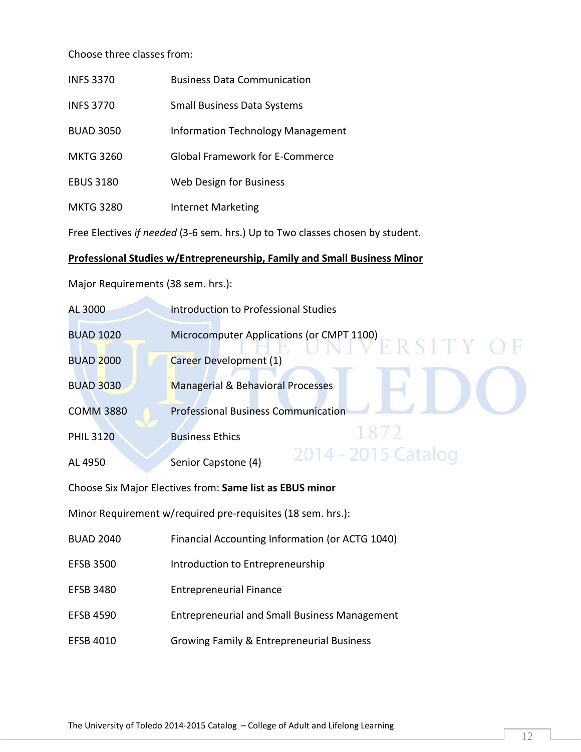Choose three classes from:

| | |
|---|---|
| INFS 3370 | Business Data Communication |
| INFS 3770 | Small Business Data Systems |
| BUAD 3050 | Information Technology Management |
| MKTG 3260 | Global Framework for E-Commerce |
| EBUS 3180 | Web Design for Business |
| MKTG 3280 | Internet Marketing |

Free Electives *if needed* (3-6 sem. hrs.) Up to Two classes chosen by student.

**Professional Studies w/Entrepreneurship, Family and Small Business Minor**

Major Requirements (38 sem. hrs.):

| | |
|---|---|
| AL 3000 | Introduction to Professional Studies |
| BUAD 1020 | Microcomputer Applications (or CMPT 1100) |
| BUAD 2000 | Career Development (1) |
| BUAD 3030 | Managerial & Behavioral Processes |
| COMM 3880 | Professional Business Communication |
| PHIL 3120 | Business Ethics |
| AL 4950 | Senior Capstone (4) |

Choose Six Major Electives from: **Same list as EBUS minor**

Minor Requirement w/required pre-requisites (18 sem. hrs.):

| | |
|---|---|
| BUAD 2040 | Financial Accounting Information (or ACTG 1040) |
| EFSB 3500 | Introduction to Entrepreneurship |
| EFSB 3480 | Entrepreneurial Finance |
| EFSB 4590 | Entrepreneurial and Small Business Management |
| EFSB 4010 | Growing Family & Entrepreneurial Business |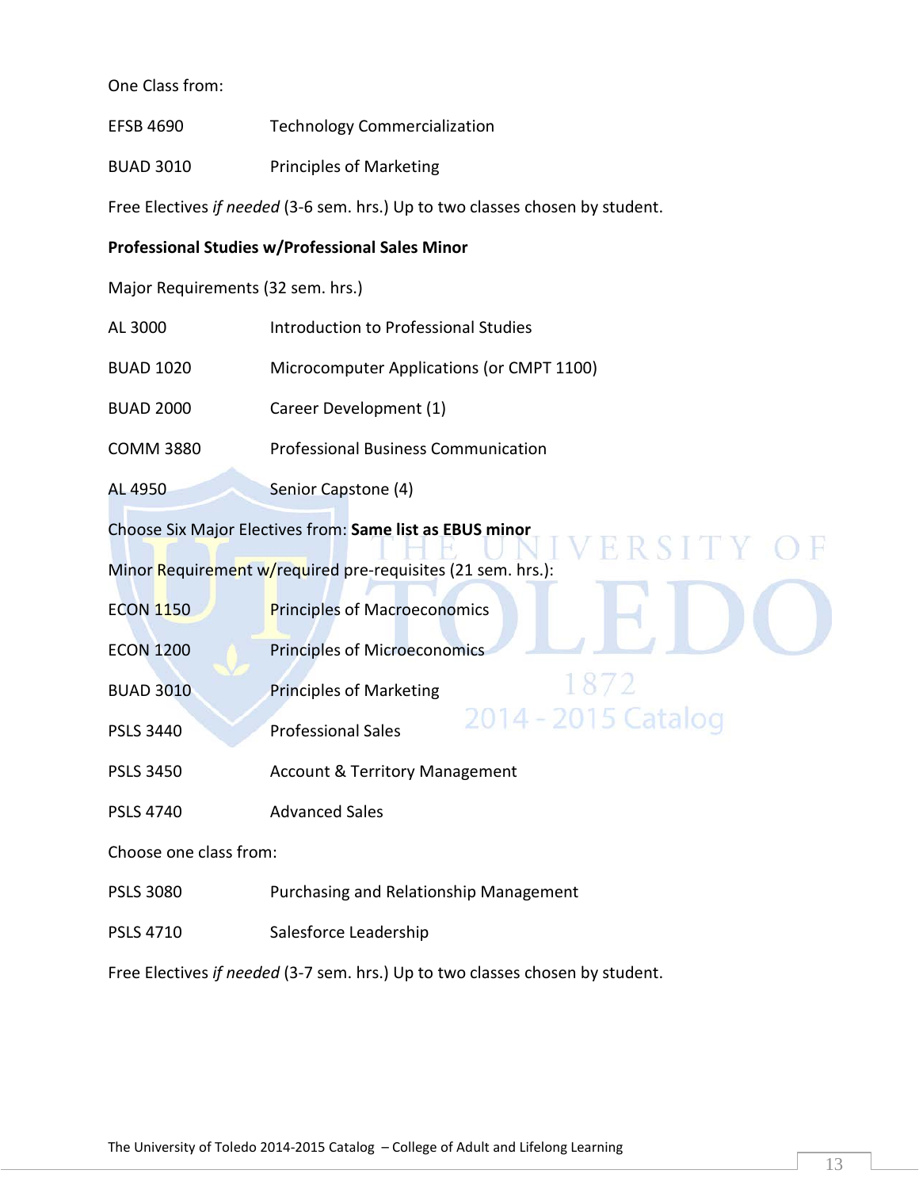One Class from:

| | |
|---|---|
| EFSB 4690 | Technology Commercialization |
| BUAD 3010 | Principles of Marketing |

Free Electives *if needed* (3-6 sem. hrs.) Up to two classes chosen by student.

**Professional Studies w/Professional Sales Minor**

Major Requirements (32 sem. hrs.)

| | |
|---|---|
| AL 3000 | Introduction to Professional Studies |
| BUAD 1020 | Microcomputer Applications (or CMPT 1100) |
| BUAD 2000 | Career Development (1) |
| COMM 3880 | Professional Business Communication |
| AL 4950 | Senior Capstone (4) |

Choose Six Major Electives from: **Same list as EBUS minor**

Minor Requirement w/required pre-requisites (21 sem. hrs.):

| | |
|---|---|
| ECON 1150 | Principles of Macroeconomics |
| ECON 1200 | Principles of Microeconomics |
| BUAD 3010 | Principles of Marketing |
| PSLS 3440 | Professional Sales |
| PSLS 3450 | Account & Territory Management |
| PSLS 4740 | Advanced Sales |

Choose one class from:

| | |
|---|---|
| PSLS 3080 | Purchasing and Relationship Management |
| PSLS 4710 | Salesforce Leadership |

Free Electives *if needed* (3-7 sem. hrs.) Up to two classes chosen by student.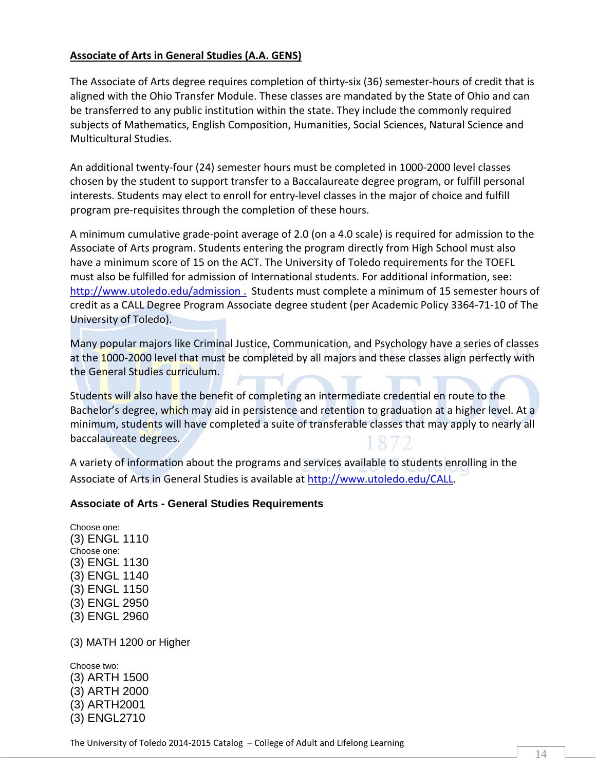## Associate of Arts in General Studies (A.A. GENS)

The Associate of Arts degree requires completion of thirty-six (36) semester-hours of credit that is aligned with the Ohio Transfer Module. These classes are mandated by the State of Ohio and can be transferred to any public institution within the state. They include the commonly required subjects of Mathematics, English Composition, Humanities, Social Sciences, Natural Science and Multicultural Studies.

An additional twenty-four (24) semester hours must be completed in 1000-2000 level classes chosen by the student to support transfer to a Baccalaureate degree program, or fulfill personal interests. Students may elect to enroll for entry-level classes in the major of choice and fulfill program pre-requisites through the completion of these hours.

A minimum cumulative grade-point average of 2.0 (on a 4.0 scale) is required for admission to the Associate of Arts program. Students entering the program directly from High School must also have a minimum score of 15 on the ACT. The University of Toledo requirements for the TOEFL must also be fulfilled for admission of International students. For additional information, see: http://www.utoledo.edu/admission . Students must complete a minimum of 15 semester hours of credit as a CALL Degree Program Associate degree student (per Academic Policy 3364-71-10 of The University of Toledo).

Many popular majors like Criminal Justice, Communication, and Psychology have a series of classes at the 1000-2000 level that must be completed by all majors and these classes align perfectly with the General Studies curriculum.

Students will also have the benefit of completing an intermediate credential en route to the Bachelor's degree, which may aid in persistence and retention to graduation at a higher level. At a minimum, students will have completed a suite of transferable classes that may apply to nearly all baccalaureate degrees.

A variety of information about the programs and services available to students enrolling in the Associate of Arts in General Studies is available at http://www.utoledo.edu/CALL.

### Associate of Arts - General Studies Requirements

Choose one:
(3) ENGL 1110
Choose one:
(3) ENGL 1130
(3) ENGL 1140
(3) ENGL 1150
(3) ENGL 2950
(3) ENGL 2960

(3) MATH 1200 or Higher

Choose two:
(3) ARTH 1500
(3) ARTH 2000
(3) ARTH2001
(3) ENGL2710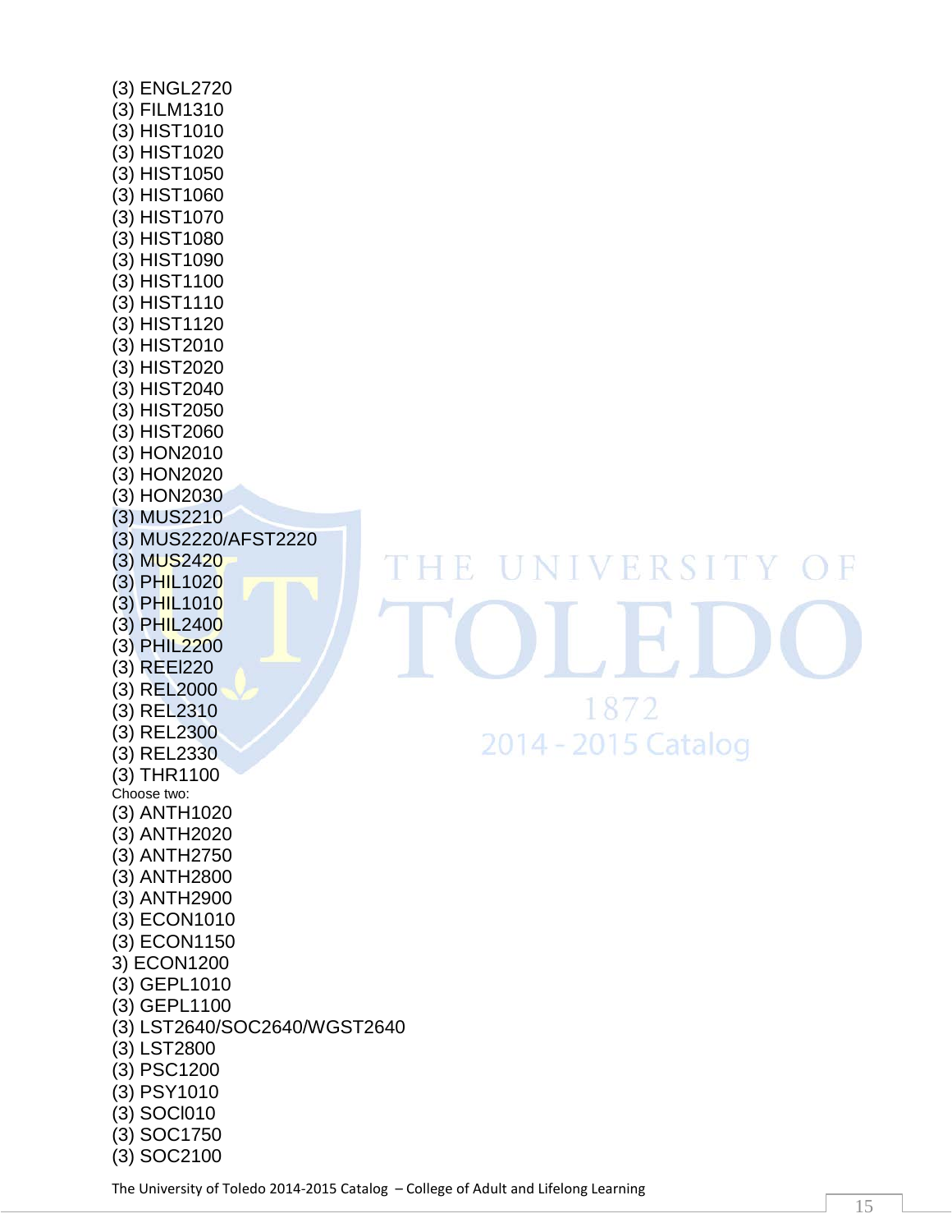(3) ENGL2720
(3) FILM1310
(3) HIST1010
(3) HIST1020
(3) HIST1050
(3) HIST1060
(3) HIST1070
(3) HIST1080
(3) HIST1090
(3) HIST1100
(3) HIST1110
(3) HIST1120
(3) HIST2010
(3) HIST2020
(3) HIST2040
(3) HIST2050
(3) HIST2060
(3) HON2010
(3) HON2020
(3) HON2030
(3) MUS2210
(3) MUS2220/AFST2220
(3) MUS2420
(3) PHIL1020
(3) PHIL1010
(3) PHIL2400
(3) PHIL2200
(3) REEl220
(3) REL2000
(3) REL2310
(3) REL2300
(3) REL2330
(3) THR1100

Choose two:

(3) ANTH1020
(3) ANTH2020
(3) ANTH2750
(3) ANTH2800
(3) ANTH2900
(3) ECON1010
(3) ECON1150
3) ECON1200
(3) GEPL1010
(3) GEPL1100
(3) LST2640/SOC2640/WGST2640
(3) LST2800
(3) PSC1200
(3) PSY1010
(3) SOCl010
(3) SOC1750
(3) SOC2100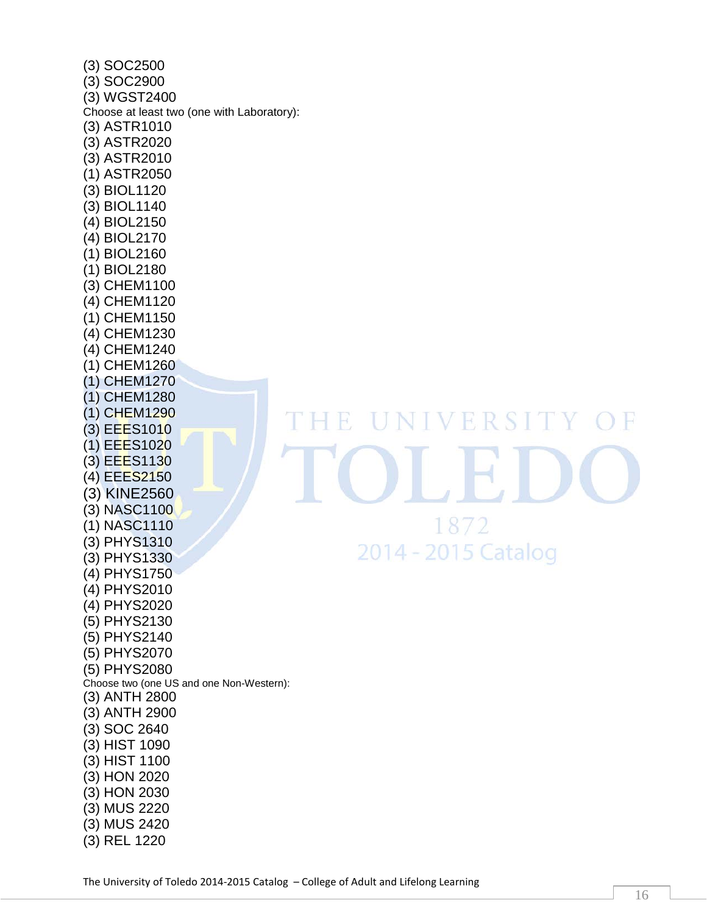(3) SOC2500  
(3) SOC2900  
(3) WGST2400  
Choose at least two (one with Laboratory):  
(3) ASTR1010  
(3) ASTR2020  
(3) ASTR2010  
(1) ASTR2050  
(3) BIOL1120  
(3) BIOL1140  
(4) BIOL2150  
(4) BIOL2170  
(1) BIOL2160  
(1) BIOL2180  
(3) CHEM1100  
(4) CHEM1120  
(1) CHEM1150  
(4) CHEM1230  
(4) CHEM1240  
(1) CHEM1260  
(1) CHEM1270  
(1) CHEM1280  
(1) CHEM1290  
(3) EEES1010  
(1) EEES1020  
(3) EEES1130  
(4) EEES2150  
(3) KINE2560  
(3) NASC1100  
(1) NASC1110  
(3) PHYS1310  
(3) PHYS1330  
(4) PHYS1750  
(4) PHYS2010  
(4) PHYS2020  
(5) PHYS2130  
(5) PHYS2140  
(5) PHYS2070  
(5) PHYS2080  
Choose two (one US and one Non-Western):  
(3) ANTH 2800  
(3) ANTH 2900  
(3) SOC 2640  
(3) HIST 1090  
(3) HIST 1100  
(3) HON 2020  
(3) HON 2030  
(3) MUS 2220  
(3) MUS 2420  
(3) REL 1220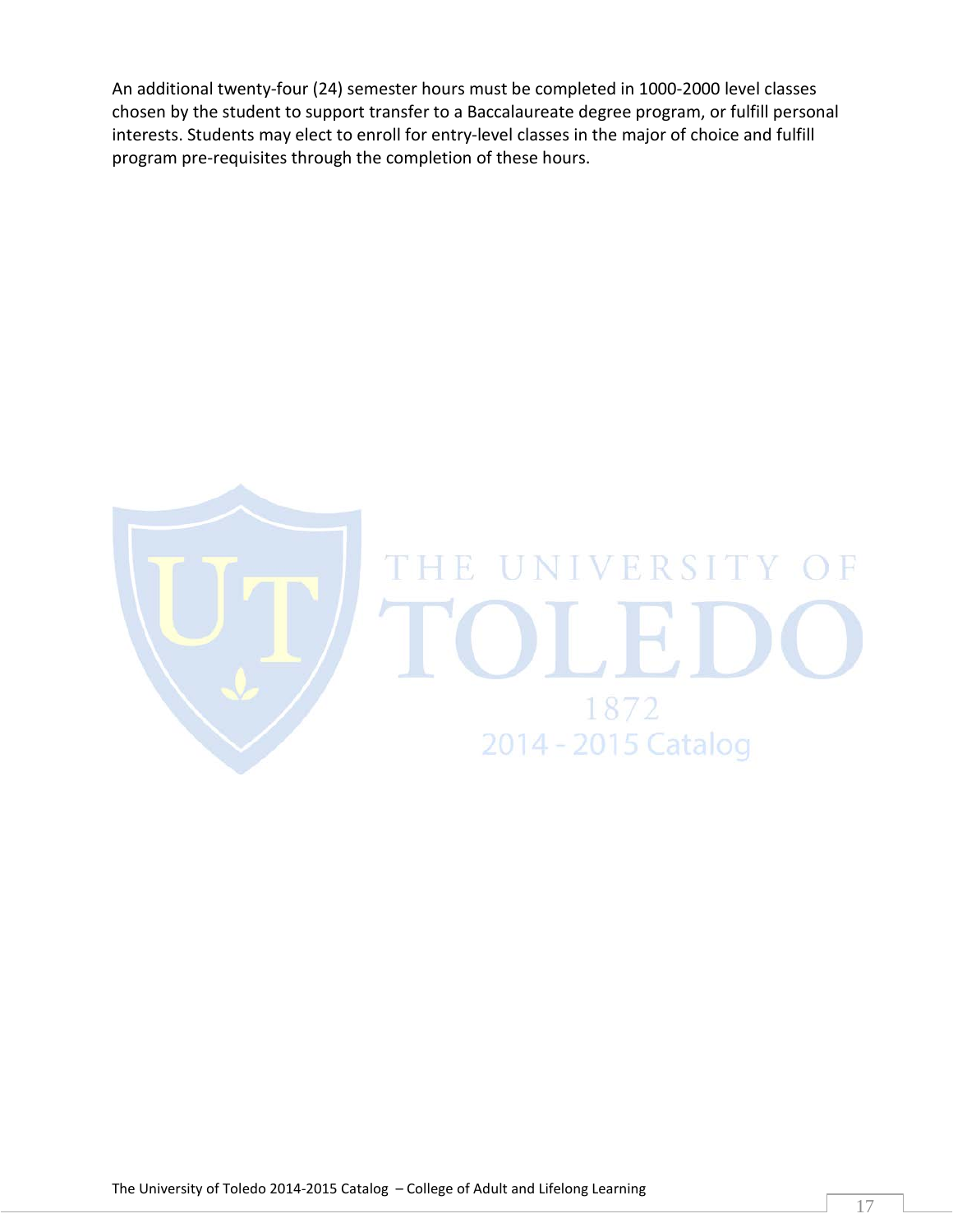An additional twenty-four (24) semester hours must be completed in 1000-2000 level classes chosen by the student to support transfer to a Baccalaureate degree program, or fulfill personal interests. Students may elect to enroll for entry-level classes in the major of choice and fulfill program pre-requisites through the completion of these hours.